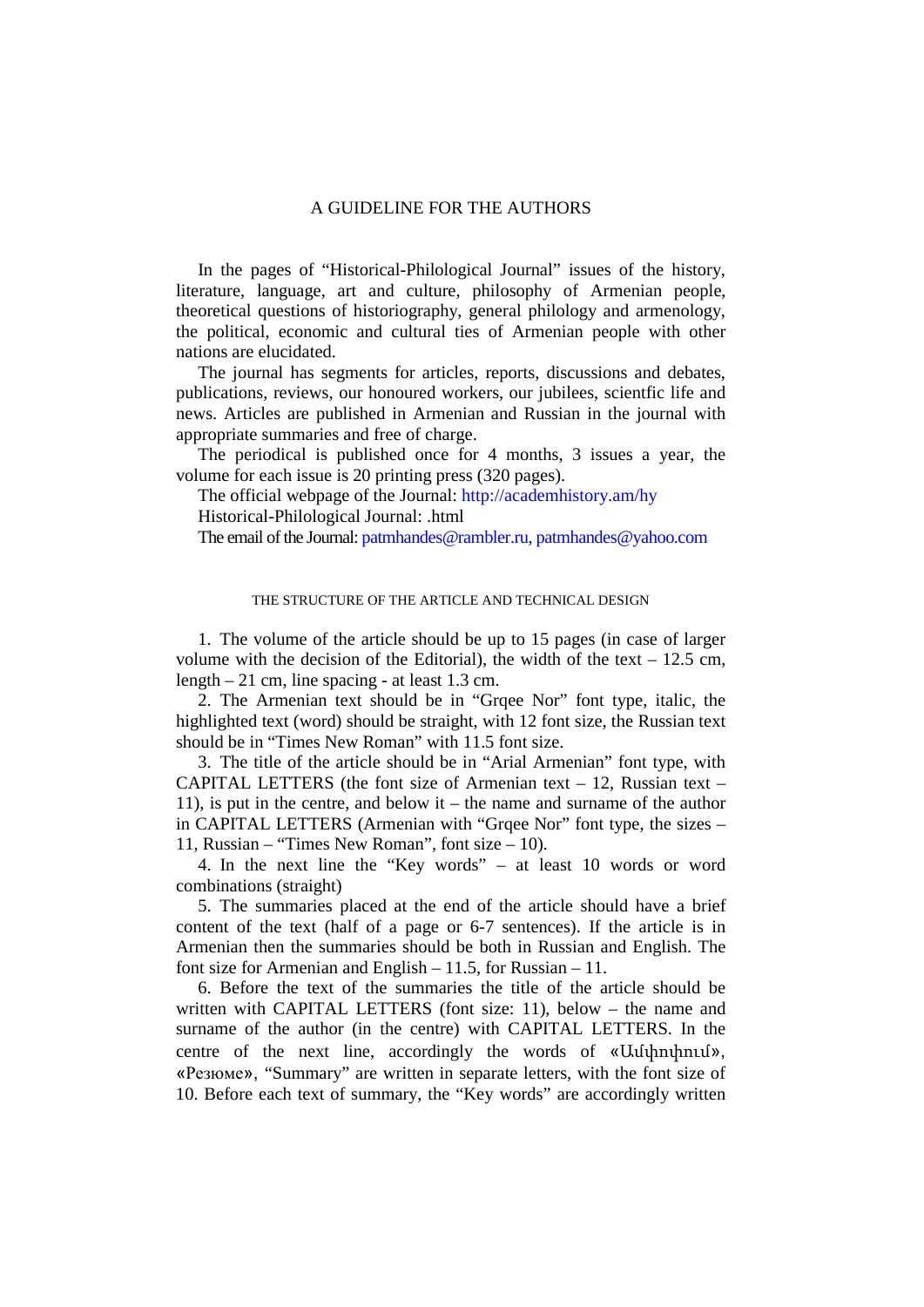# A GUIDELINE FOR THE AUTHORS

In the pages of "Historical-Philological Journal" issues of the history, literature, language, art and culture, philosophy of Armenian people, theoretical questions of historiography, general philology and armenology, the political, economic and cultural ties of Armenian people with other nations are elucidated.

The journal has segments for articles, reports, discussions and debates, publications, reviews, our honoured workers, our jubilees, scientfic life and news. Articles are published in Armenian and Russian in the journal with appropriate summaries and free of charge.

The periodical is published once for 4 months, 3 issues a year, the volume for each issue is 20 printing press (320 pages).

The official webpage of the Journal: http://academhistory.am/hy

Historical-Philological Journal: .html

The email of the Journal: patmhandes@rambler.ru, patmhandes@yahoo.com

## THE STRUCTURE OF THE ARTICLE AND TECHNICAL DESIGN

1. The volume of the article should be up to 15 pages (in case of larger volume with the decision of the Editorial), the width of the text – 12.5 cm, length – 21 cm, line spacing - at least 1.3 cm.
2. The Armenian text should be in "Grqee Nor" font type, italic, the highlighted text (word) should be straight, with 12 font size, the Russian text should be in "Times New Roman" with 11.5 font size.
3. The title of the article should be in "Arial Armenian" font type, with CAPITAL LETTERS (the font size of Armenian text – 12, Russian text – 11), is put in the centre, and below it – the name and surname of the author in CAPITAL LETTERS (Armenian with "Grqee Nor" font type, the sizes – 11, Russian – "Times New Roman", font size – 10).
4. In the next line the "Key words" – at least 10 words or word combinations (straight)
5. The summaries placed at the end of the article should have a brief content of the text (half of a page or 6-7 sentences). If the article is in Armenian then the summaries should be both in Russian and English. The font size for Armenian and English – 11.5, for Russian – 11.
6. Before the text of the summaries the title of the article should be written with CAPITAL LETTERS (font size: 11), below – the name and surname of the author (in the centre) with CAPITAL LETTERS. In the centre of the next line, accordingly the words of «Ամփոփում», «Резюме», "Summary" are written in separate letters, with the font size of 10. Before each text of summary, the "Key words" are accordingly written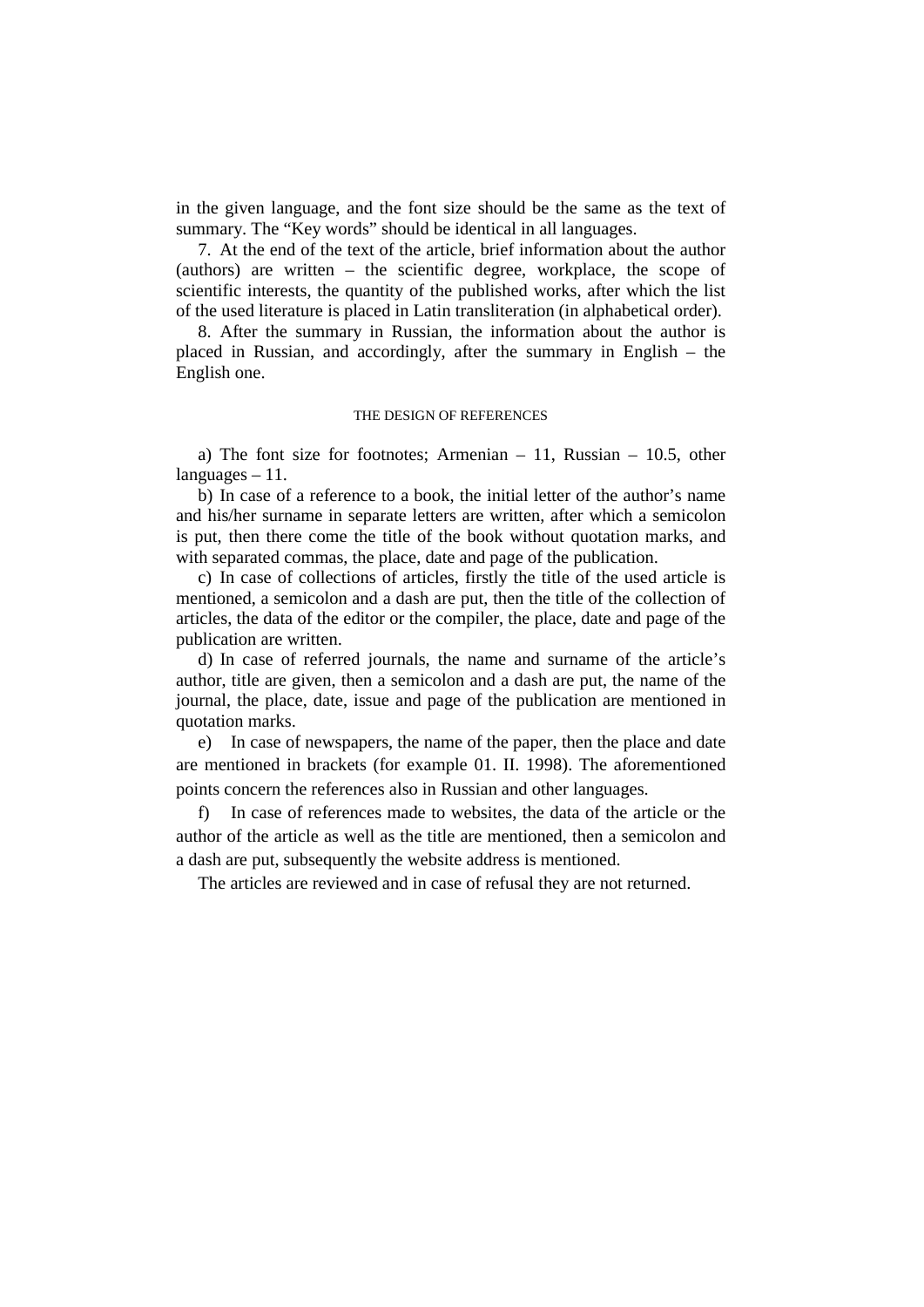in the given language, and the font size should be the same as the text of summary. The "Key words" should be identical in all languages.

7. At the end of the text of the article, brief information about the author (authors) are written – the scientific degree, workplace, the scope of scientific interests, the quantity of the published works, after which the list of the used literature is placed in Latin transliteration (in alphabetical order).

8. After the summary in Russian, the information about the author is placed in Russian, and accordingly, after the summary in English – the English one.

## THE DESIGN OF REFERENCES

a) The font size for footnotes; Armenian – 11, Russian – 10.5, other languages – 11.

b) In case of a reference to a book, the initial letter of the author's name and his/her surname in separate letters are written, after which a semicolon is put, then there come the title of the book without quotation marks, and with separated commas, the place, date and page of the publication.

c) In case of collections of articles, firstly the title of the used article is mentioned, a semicolon and a dash are put, then the title of the collection of articles, the data of the editor or the compiler, the place, date and page of the publication are written.

d) In case of referred journals, the name and surname of the article's author, title are given, then a semicolon and a dash are put, the name of the journal, the place, date, issue and page of the publication are mentioned in quotation marks.

e) In case of newspapers, the name of the paper, then the place and date are mentioned in brackets (for example 01. II. 1998). The aforementioned points concern the references also in Russian and other languages.

f) In case of references made to websites, the data of the article or the author of the article as well as the title are mentioned, then a semicolon and a dash are put, subsequently the website address is mentioned.

The articles are reviewed and in case of refusal they are not returned.